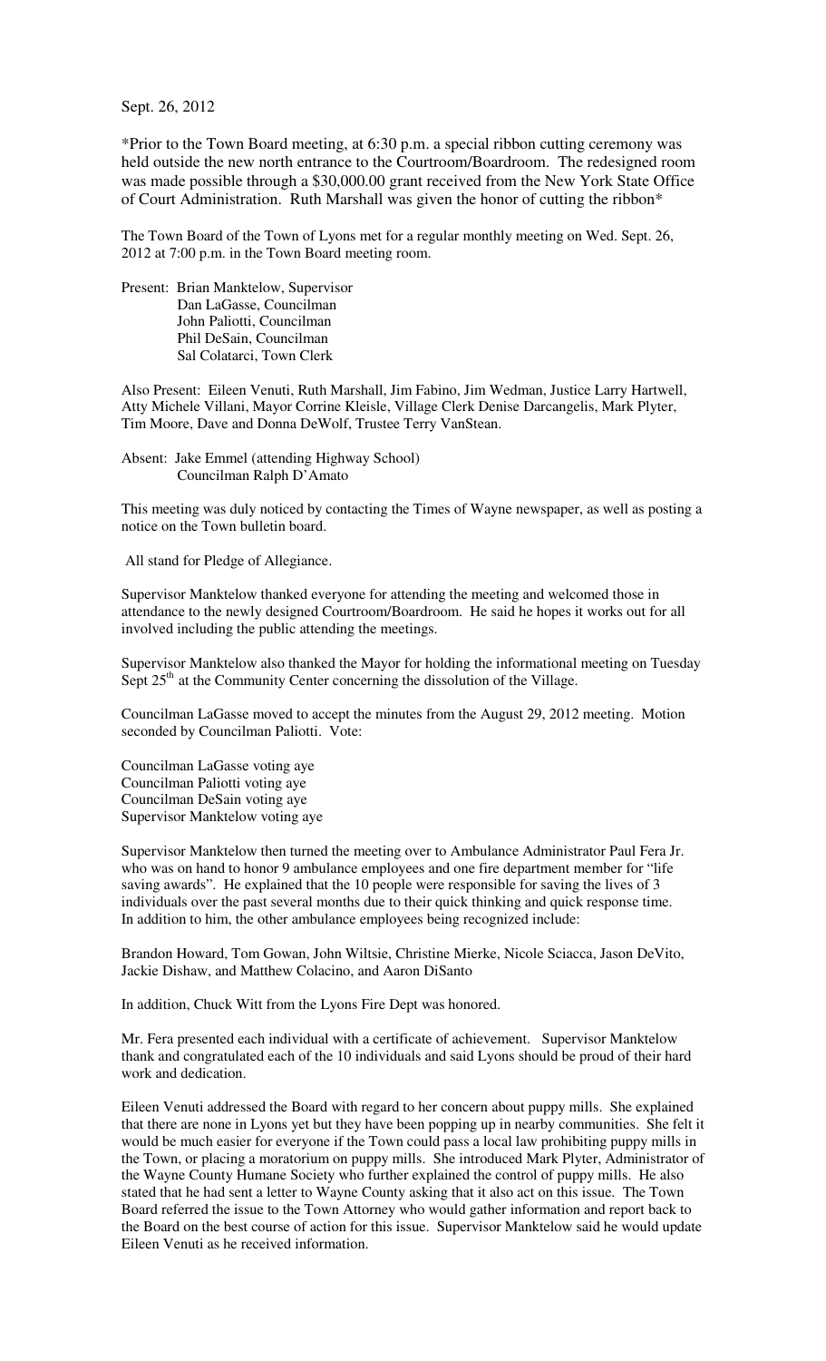Sept. 26, 2012

*Prior to the Town Board meeting, at 6:30 p.m. a special ribbon cutting ceremony was held outside the new north entrance to the Courtroom/Boardroom. The redesigned room was made possible through a $30,000.00 grant received from the New York State Office of Court Administration. Ruth Marshall was given the honor of cutting the ribbon*

The Town Board of the Town of Lyons met for a regular monthly meeting on Wed. Sept. 26, 2012 at 7:00 p.m. in the Town Board meeting room.

Present: Brian Manktelow, Supervisor
Dan LaGasse, Councilman
John Paliotti, Councilman
Phil DeSain, Councilman
Sal Colatarci, Town Clerk

Also Present: Eileen Venuti, Ruth Marshall, Jim Fabino, Jim Wedman, Justice Larry Hartwell, Atty Michele Villani, Mayor Corrine Kleisle, Village Clerk Denise Darcangelis, Mark Plyter, Tim Moore, Dave and Donna DeWolf, Trustee Terry VanStean.

Absent: Jake Emmel (attending Highway School)
Councilman Ralph D'Amato

This meeting was duly noticed by contacting the Times of Wayne newspaper, as well as posting a notice on the Town bulletin board.

All stand for Pledge of Allegiance.

Supervisor Manktelow thanked everyone for attending the meeting and welcomed those in attendance to the newly designed Courtroom/Boardroom. He said he hopes it works out for all involved including the public attending the meetings.

Supervisor Manktelow also thanked the Mayor for holding the informational meeting on Tuesday Sept 25th at the Community Center concerning the dissolution of the Village.

Councilman LaGasse moved to accept the minutes from the August 29, 2012 meeting. Motion seconded by Councilman Paliotti. Vote:

Councilman LaGasse voting aye
Councilman Paliotti voting aye
Councilman DeSain voting aye
Supervisor Manktelow voting aye

Supervisor Manktelow then turned the meeting over to Ambulance Administrator Paul Fera Jr. who was on hand to honor 9 ambulance employees and one fire department member for "life saving awards". He explained that the 10 people were responsible for saving the lives of 3 individuals over the past several months due to their quick thinking and quick response time. In addition to him, the other ambulance employees being recognized include:

Brandon Howard, Tom Gowan, John Wiltsie, Christine Mierke, Nicole Sciacca, Jason DeVito, Jackie Dishaw, and Matthew Colacino, and Aaron DiSanto

In addition, Chuck Witt from the Lyons Fire Dept was honored.

Mr. Fera presented each individual with a certificate of achievement. Supervisor Manktelow thank and congratulated each of the 10 individuals and said Lyons should be proud of their hard work and dedication.

Eileen Venuti addressed the Board with regard to her concern about puppy mills. She explained that there are none in Lyons yet but they have been popping up in nearby communities. She felt it would be much easier for everyone if the Town could pass a local law prohibiting puppy mills in the Town, or placing a moratorium on puppy mills. She introduced Mark Plyter, Administrator of the Wayne County Humane Society who further explained the control of puppy mills. He also stated that he had sent a letter to Wayne County asking that it also act on this issue. The Town Board referred the issue to the Town Attorney who would gather information and report back to the Board on the best course of action for this issue. Supervisor Manktelow said he would update Eileen Venuti as he received information.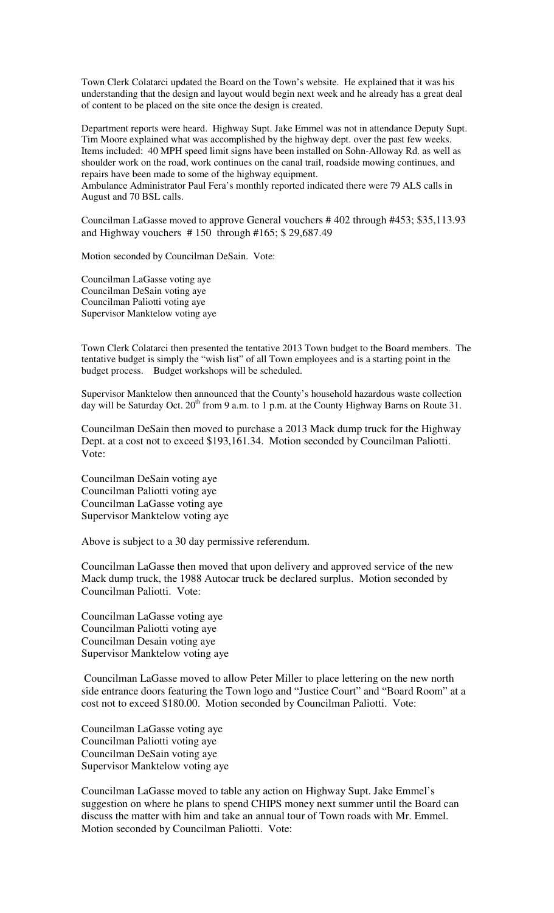Town Clerk Colatarci updated the Board on the Town's website. He explained that it was his understanding that the design and layout would begin next week and he already has a great deal of content to be placed on the site once the design is created.

Department reports were heard. Highway Supt. Jake Emmel was not in attendance Deputy Supt. Tim Moore explained what was accomplished by the highway dept. over the past few weeks. Items included: 40 MPH speed limit signs have been installed on Sohn-Alloway Rd. as well as shoulder work on the road, work continues on the canal trail, roadside mowing continues, and repairs have been made to some of the highway equipment.
Ambulance Administrator Paul Fera's monthly reported indicated there were 79 ALS calls in August and 70 BSL calls.

Councilman LaGasse moved to approve General vouchers # 402 through #453; $35,113.93 and Highway vouchers # 150 through #165; $ 29,687.49

Motion seconded by Councilman DeSain. Vote:

Councilman LaGasse voting aye
Councilman DeSain voting aye
Councilman Paliotti voting aye
Supervisor Manktelow voting aye

Town Clerk Colatarci then presented the tentative 2013 Town budget to the Board members. The tentative budget is simply the "wish list" of all Town employees and is a starting point in the budget process. Budget workshops will be scheduled.

Supervisor Manktelow then announced that the County's household hazardous waste collection day will be Saturday Oct. 20th from 9 a.m. to 1 p.m. at the County Highway Barns on Route 31.

Councilman DeSain then moved to purchase a 2013 Mack dump truck for the Highway Dept. at a cost not to exceed $193,161.34. Motion seconded by Councilman Paliotti. Vote:

Councilman DeSain voting aye
Councilman Paliotti voting aye
Councilman LaGasse voting aye
Supervisor Manktelow voting aye

Above is subject to a 30 day permissive referendum.

Councilman LaGasse then moved that upon delivery and approved service of the new Mack dump truck, the 1988 Autocar truck be declared surplus. Motion seconded by Councilman Paliotti. Vote:

Councilman LaGasse voting aye
Councilman Paliotti voting aye
Councilman Desain voting aye
Supervisor Manktelow voting aye

Councilman LaGasse moved to allow Peter Miller to place lettering on the new north side entrance doors featuring the Town logo and "Justice Court" and "Board Room" at a cost not to exceed $180.00. Motion seconded by Councilman Paliotti. Vote:

Councilman LaGasse voting aye
Councilman Paliotti voting aye
Councilman DeSain voting aye
Supervisor Manktelow voting aye

Councilman LaGasse moved to table any action on Highway Supt. Jake Emmel's suggestion on where he plans to spend CHIPS money next summer until the Board can discuss the matter with him and take an annual tour of Town roads with Mr. Emmel. Motion seconded by Councilman Paliotti. Vote: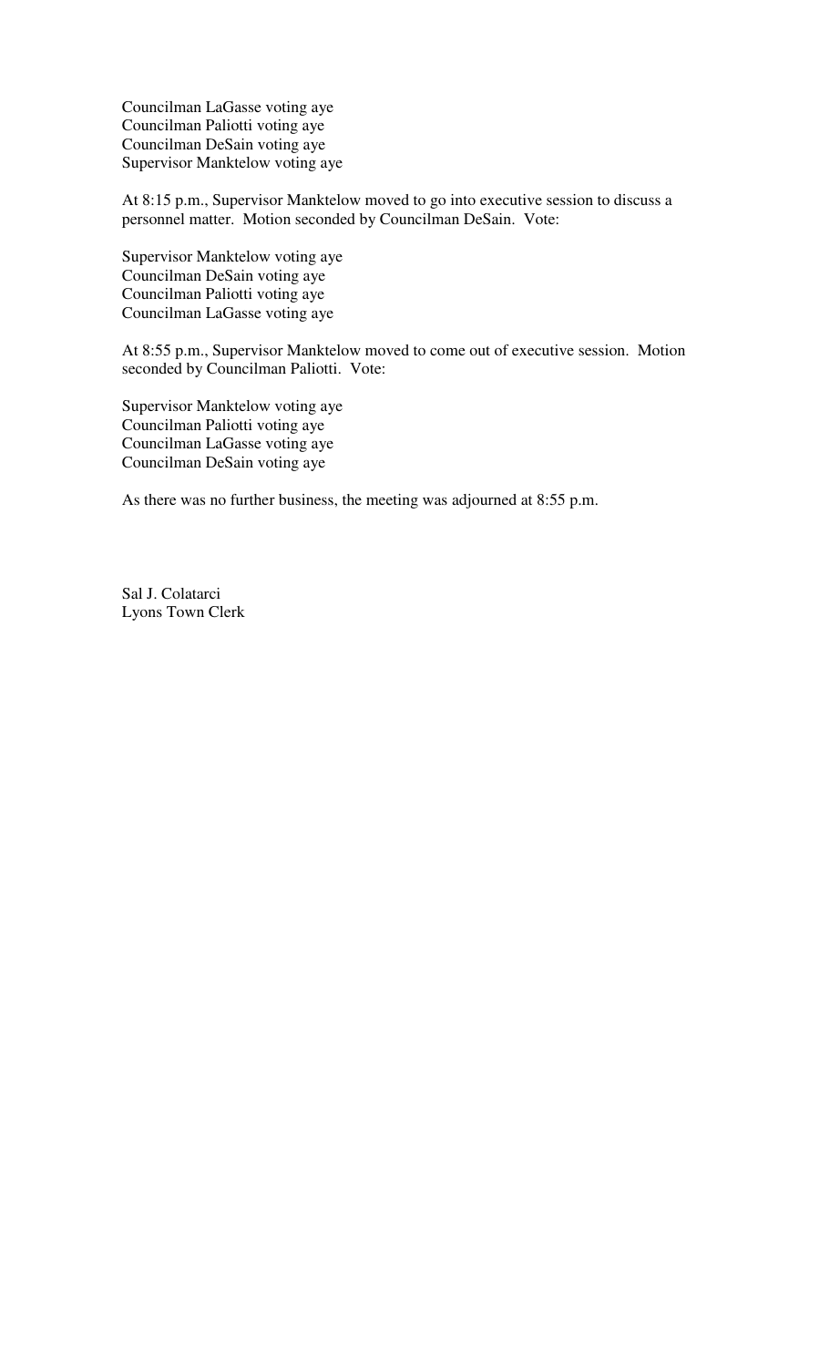Councilman LaGasse voting aye
Councilman Paliotti voting aye
Councilman DeSain voting aye
Supervisor Manktelow voting aye

At 8:15 p.m., Supervisor Manktelow moved to go into executive session to discuss a personnel matter. Motion seconded by Councilman DeSain. Vote:

Supervisor Manktelow voting aye
Councilman DeSain voting aye
Councilman Paliotti voting aye
Councilman LaGasse voting aye

At 8:55 p.m., Supervisor Manktelow moved to come out of executive session. Motion seconded by Councilman Paliotti. Vote:

Supervisor Manktelow voting aye
Councilman Paliotti voting aye
Councilman LaGasse voting aye
Councilman DeSain voting aye

As there was no further business, the meeting was adjourned at 8:55 p.m.

Sal J. Colatarci
Lyons Town Clerk